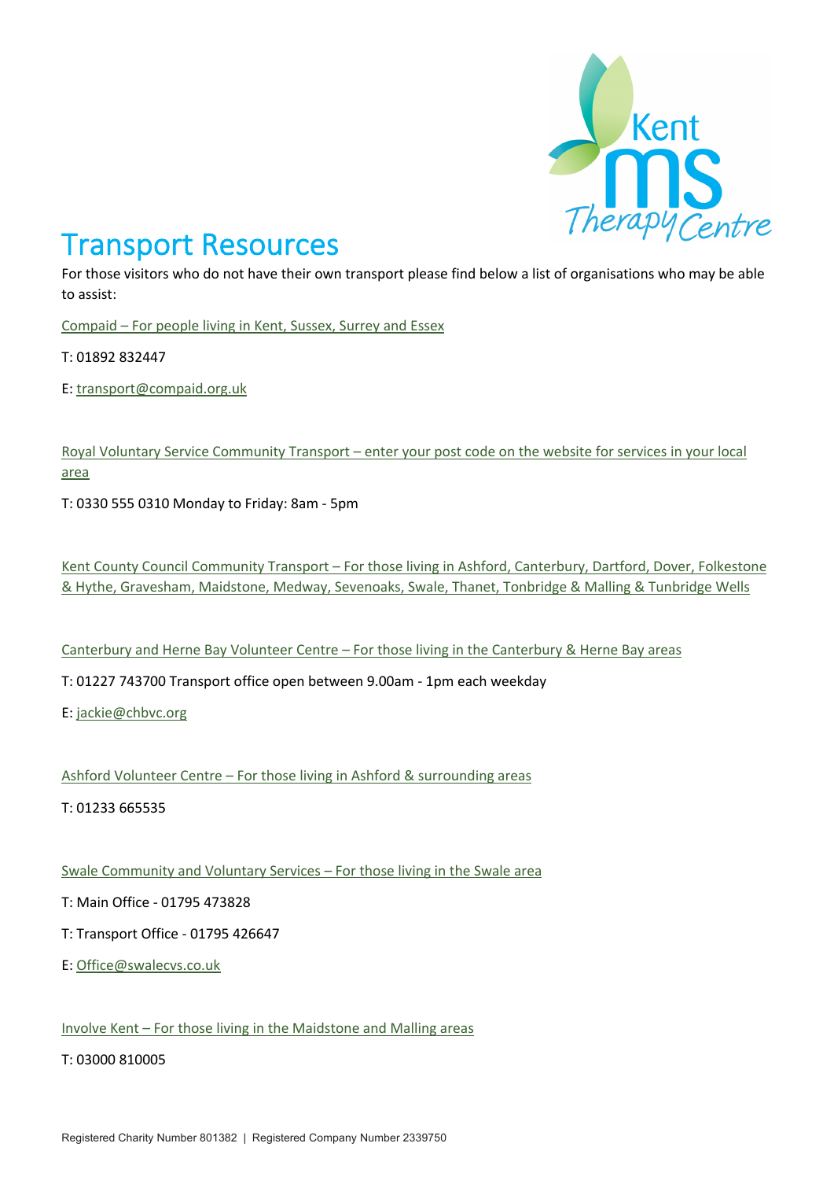# Transport Resources

For those visitors who do not have their own transport please find below a list of organisations who may be able to assist:

Compaid – For people living in Kent, Sussex, Surrey and Essex

T: 01892 832447

E: transport@compaid.org.uk

Royal Voluntary Service Community Transport – enter your post code on the website for services in your local area

T: 0330 555 0310 Monday to Friday: 8am - 5pm

Kent County Council Community Transport – For those living in Ashford, Canterbury, Dartford, Dover, Folkestone & Hythe, Gravesham, Maidstone, Medway, Sevenoaks, Swale, Thanet, Tonbridge & Malling & Tunbridge Wells

Canterbury and Herne Bay Volunteer Centre – For those living in the Canterbury & Herne Bay areas

T: 01227 743700 Transport office open between 9.00am - 1pm each weekday

E: jackie@chbvc.org

Ashford Volunteer Centre – For those living in Ashford & surrounding areas

T: 01233 665535

Swale Community and Voluntary Services – For those living in the Swale area

T: Main Office - 01795 473828

T: Transport Office - 01795 426647

E: Office@swalecvs.co.uk

Involve Kent – For those living in the Maidstone and Malling areas

T: 03000 810005

Registered Charity Number 801382 | Registered Company Number 2339750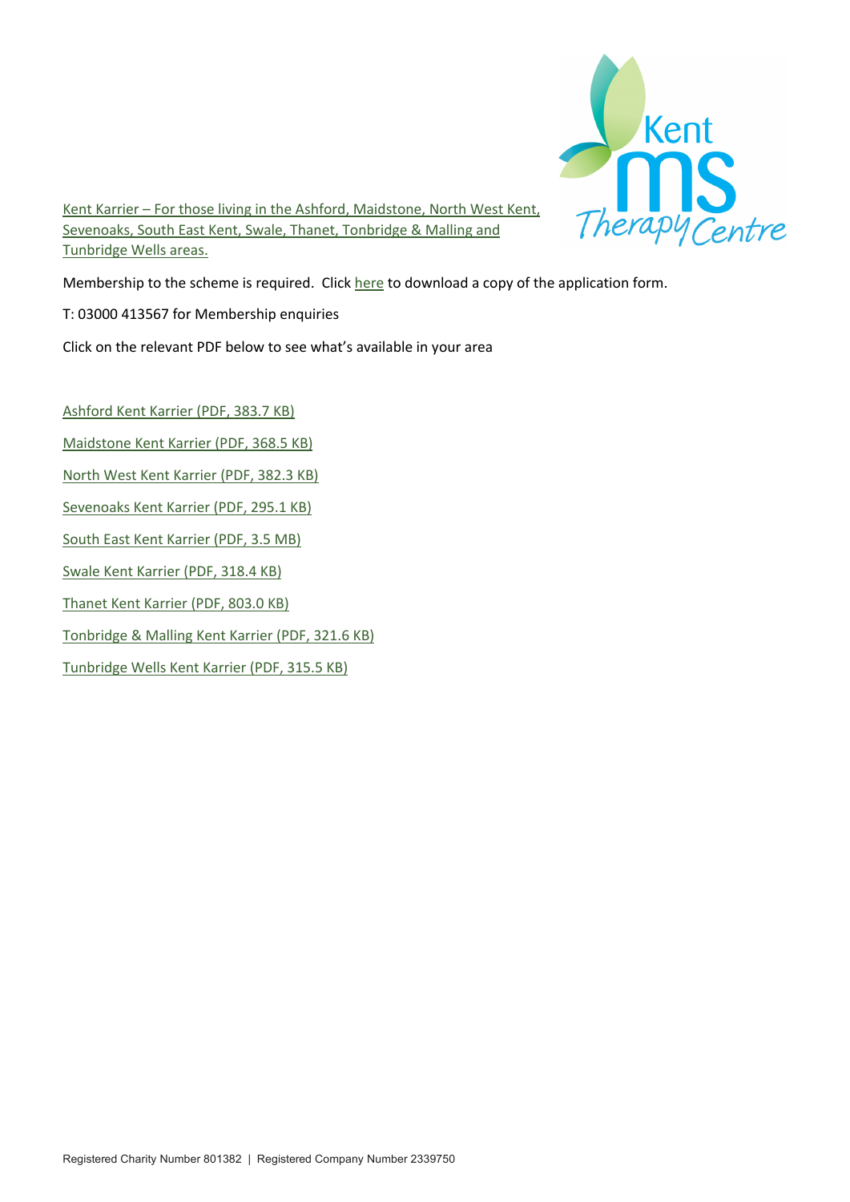Kent Karrier – For those living in the Ashford, Maidstone, North West Kent, Sevenoaks, South East Kent, Swale, Thanet, Tonbridge & Malling and Tunbridge Wells areas.

Membership to the scheme is required. Click here to download a copy of the application form.

T: 03000 413567 for Membership enquiries

Click on the relevant PDF below to see what's available in your area

Ashford Kent Karrier (PDF, 383.7 KB)

Maidstone Kent Karrier (PDF, 368.5 KB)

North West Kent Karrier (PDF, 382.3 KB)

Sevenoaks Kent Karrier (PDF, 295.1 KB)

South East Kent Karrier (PDF, 3.5 MB)

Swale Kent Karrier (PDF, 318.4 KB)

Thanet Kent Karrier (PDF, 803.0 KB)

Tonbridge & Malling Kent Karrier (PDF, 321.6 KB)

Tunbridge Wells Kent Karrier (PDF, 315.5 KB)

Registered Charity Number 801382 | Registered Company Number 2339750